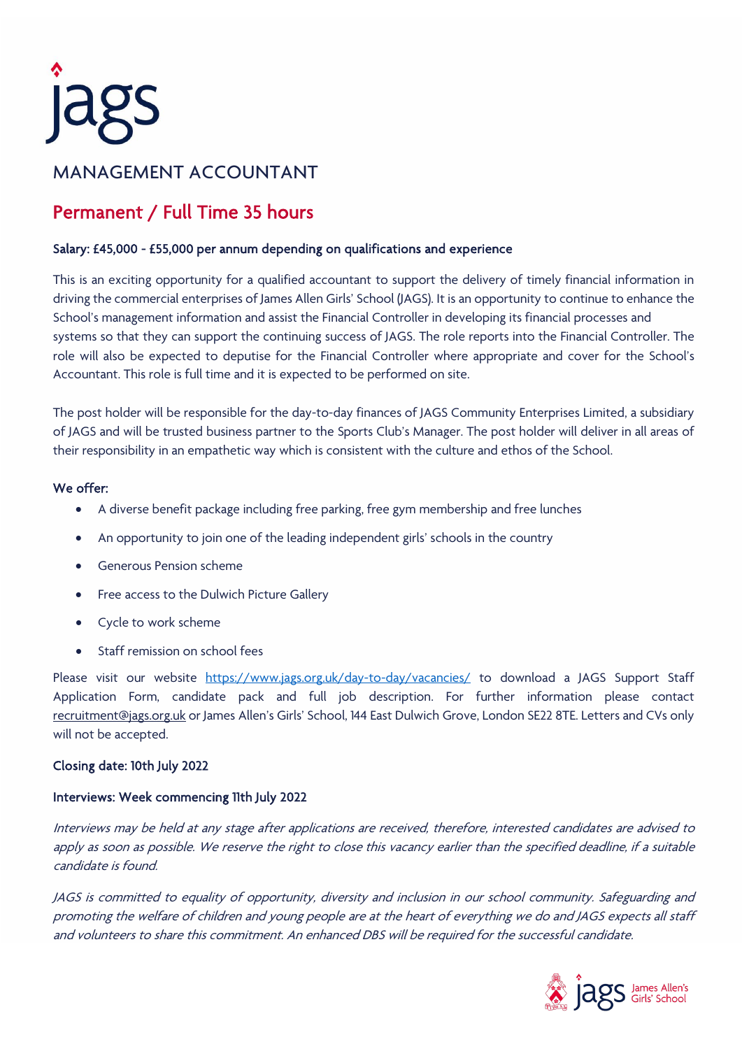jags

# MANAGEMENT ACCOUNTANT

## Permanent / Full Time 35 hours

**Salary: £45,000 - £55,000 per annum depending on qualifications and experience**

This is an exciting opportunity for a qualified accountant to support the delivery of timely financial information in driving the commercial enterprises of James Allen Girls' School (JAGS). It is an opportunity to continue to enhance the School's management information and assist the Financial Controller in developing its financial processes and systems so that they can support the continuing success of JAGS. The role reports into the Financial Controller. The role will also be expected to deputise for the Financial Controller where appropriate and cover for the School's Accountant. This role is full time and it is expected to be performed on site.

The post holder will be responsible for the day-to-day finances of JAGS Community Enterprises Limited, a subsidiary of JAGS and will be trusted business partner to the Sports Club's Manager. The post holder will deliver in all areas of their responsibility in an empathetic way which is consistent with the culture and ethos of the School.

**We offer:**

- A diverse benefit package including free parking, free gym membership and free lunches
- An opportunity to join one of the leading independent girls' schools in the country
- Generous Pension scheme
- Free access to the Dulwich Picture Gallery
- Cycle to work scheme
- Staff remission on school fees

Please visit our website https://www.jags.org.uk/day-to-day/vacancies/ to download a JAGS Support Staff Application Form, candidate pack and full job description. For further information please contact recruitment@jags.org.uk or James Allen's Girls' School, 144 East Dulwich Grove, London SE22 8TE. Letters and CVs only will not be accepted.

**Closing date: 10th July 2022**

**Interviews: Week commencing 11th July 2022**

*Interviews may be held at any stage after applications are received, therefore, interested candidates are advised to apply as soon as possible. We reserve the right to close this vacancy earlier than the specified deadline, if a suitable candidate is found.*

*JAGS is committed to equality of opportunity, diversity and inclusion in our school community. Safeguarding and promoting the welfare of children and young people are at the heart of everything we do and JAGS expects all staff and volunteers to share this commitment. An enhanced DBS will be required for the successful candidate.*

jags James Allen's Girls' School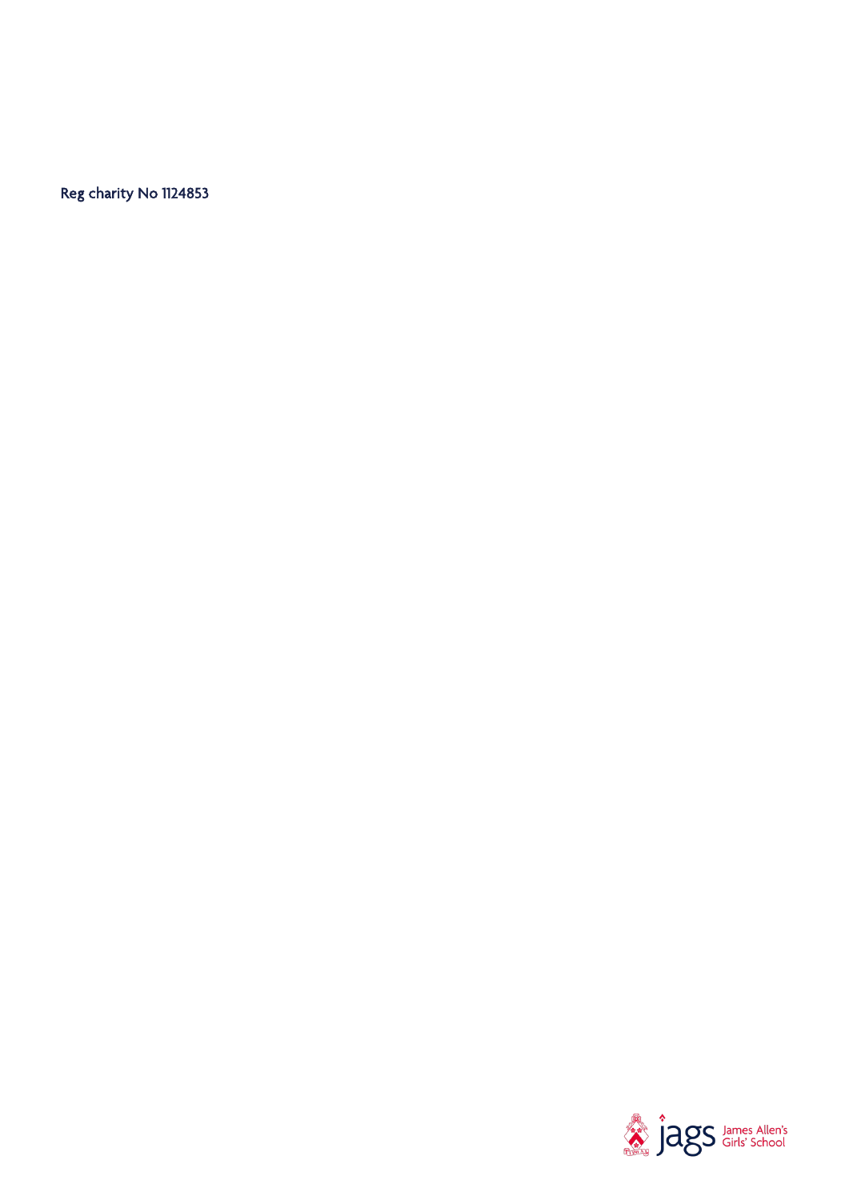Reg charity No 1124853

jags James Allen's Girls' School